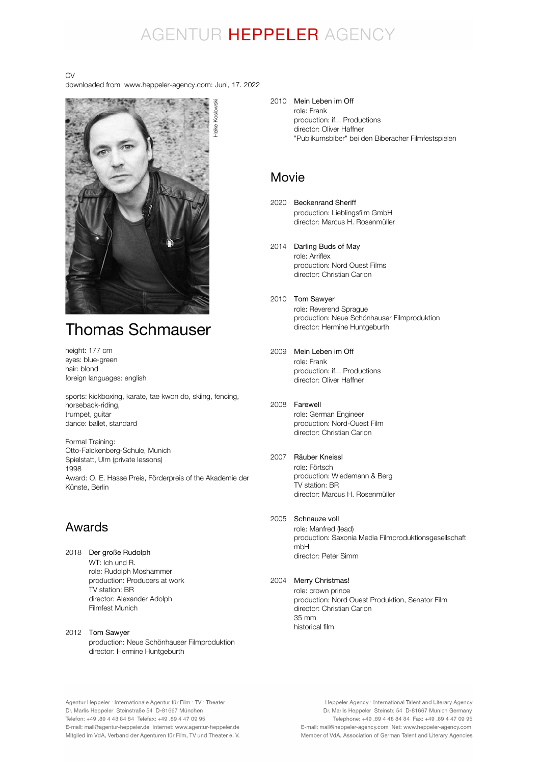# AGENTUR HEPPELER AGENCY

CV
downloaded from www.heppeler-agency.com: Juni, 17. 2022

Heike Koslowski

# Thomas Schmauser

height: 177 cm
eyes: blue-green
hair: blond
foreign languages: english

sports: kickboxing, karate, tae kwon do, skiing, fencing, horseback-riding,
trumpet, guitar
dance: ballet, standard

Formal Training:
Otto-Falckenberg-Schule, Munich
Spielstatt, Ulm (private lessons)
1998
Award: O. E. Hasse Preis, Förderpreis of the Akademie der Künste, Berlin

## Awards

2018 Der große Rudolph
WT: Ich und R.
role: Rudolph Moshammer
production: Producers at work
TV station: BR
director: Alexander Adolph
Filmfest Munich

2012 Tom Sawyer
production: Neue Schönhauser Filmproduktion
director: Hermine Huntgeburth

2010 Mein Leben im Off
role: Frank
production: if... Productions
director: Oliver Haffner
"Publikumsbiber" bei den Biberacher Filmfestspielen

## Movie

2020 Beckenrand Sheriff
production: Lieblingsfilm GmbH
director: Marcus H. Rosenmüller

2014 Darling Buds of May
role: Arriflex
production: Nord Ouest Films
director: Christian Carion

2010 Tom Sawyer
role: Reverend Sprague
production: Neue Schönhauser Filmproduktion
director: Hermine Huntgeburth

2009 Mein Leben im Off
role: Frank
production: if... Productions
director: Oliver Haffner

2008 Farewell
role: German Engineer
production: Nord-Ouest Film
director: Christian Carion

2007 Räuber Kneissl
role: Förtsch
production: Wiedemann & Berg
TV station: BR
director: Marcus H. Rosenmüller

2005 Schnauze voll
role: Manfred (lead)
production: Saxonia Media Filmproduktionsgesellschaft mbH
director: Peter Simm

2004 Merry Christmas!
role: crown prince
production: Nord Ouest Produktion, Senator Film
director: Christian Carion
35 mm
historical film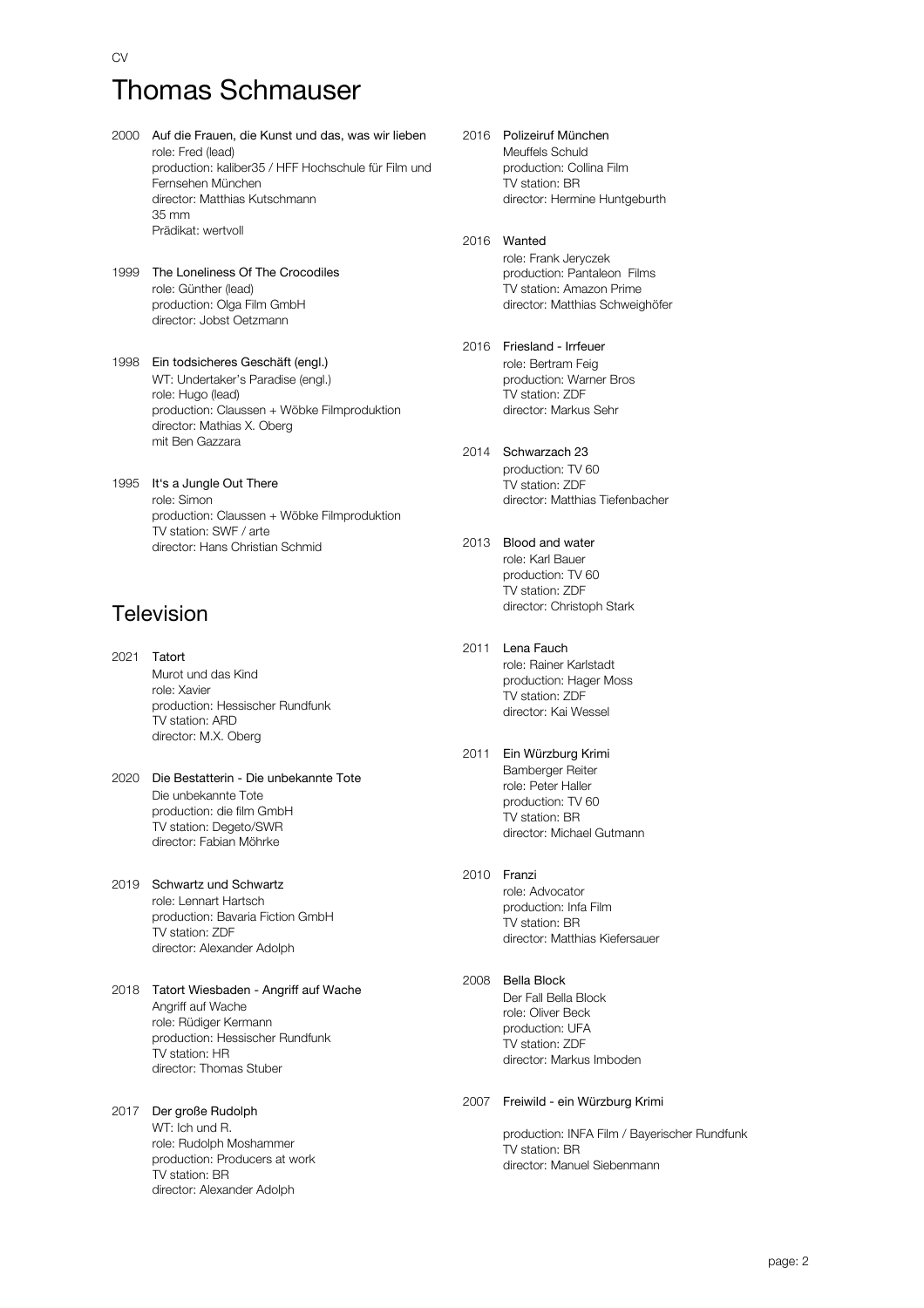CV

# Thomas Schmauser

2000 Auf die Frauen, die Kunst und das, was wir lieben
role: Fred (lead)
production: kaliber35 / HFF Hochschule für Film und Fernsehen München
director: Matthias Kutschmann
35 mm
Prädikat: wertvoll

1999 The Loneliness Of The Crocodiles
role: Günther (lead)
production: Olga Film GmbH
director: Jobst Oetzmann

1998 Ein todsicheres Geschäft (engl.)
WT: Undertaker's Paradise (engl.)
role: Hugo (lead)
production: Claussen + Wöbke Filmproduktion
director: Mathias X. Oberg
mit Ben Gazzara

1995 It's a Jungle Out There
role: Simon
production: Claussen + Wöbke Filmproduktion
TV station: SWF / arte
director: Hans Christian Schmid

## Television

2021 Tatort
Murot und das Kind
role: Xavier
production: Hessischer Rundfunk
TV station: ARD
director: M.X. Oberg

2020 Die Bestatterin - Die unbekannte Tote
Die unbekannte Tote
production: die film GmbH
TV station: Degeto/SWR
director: Fabian Möhrke

2019 Schwartz und Schwartz
role: Lennart Hartsch
production: Bavaria Fiction GmbH
TV station: ZDF
director: Alexander Adolph

2018 Tatort Wiesbaden - Angriff auf Wache
Angriff auf Wache
role: Rüdiger Kermann
production: Hessischer Rundfunk
TV station: HR
director: Thomas Stuber

2017 Der große Rudolph
WT: Ich und R.
role: Rudolph Moshammer
production: Producers at work
TV station: BR
director: Alexander Adolph

2016 Polizeiruf München
Meuffels Schuld
production: Collina Film
TV station: BR
director: Hermine Huntgeburth

2016 Wanted
role: Frank Jeryczek
production: Pantaleon Films
TV station: Amazon Prime
director: Matthias Schweighöfer

2016 Friesland - Irrfeuer
role: Bertram Feig
production: Warner Bros
TV station: ZDF
director: Markus Sehr

2014 Schwarzach 23
production: TV 60
TV station: ZDF
director: Matthias Tiefenbacher

2013 Blood and water
role: Karl Bauer
production: TV 60
TV station: ZDF
director: Christoph Stark

2011 Lena Fauch
role: Rainer Karlstadt
production: Hager Moss
TV station: ZDF
director: Kai Wessel

2011 Ein Würzburg Krimi
Bamberger Reiter
role: Peter Haller
production: TV 60
TV station: BR
director: Michael Gutmann

2010 Franzi
role: Advocator
production: Infa Film
TV station: BR
director: Matthias Kiefersauer

2008 Bella Block
Der Fall Bella Block
role: Oliver Beck
production: UFA
TV station: ZDF
director: Markus Imboden

2007 Freiwild - ein Würzburg Krimi
production: INFA Film / Bayerischer Rundfunk
TV station: BR
director: Manuel Siebenmann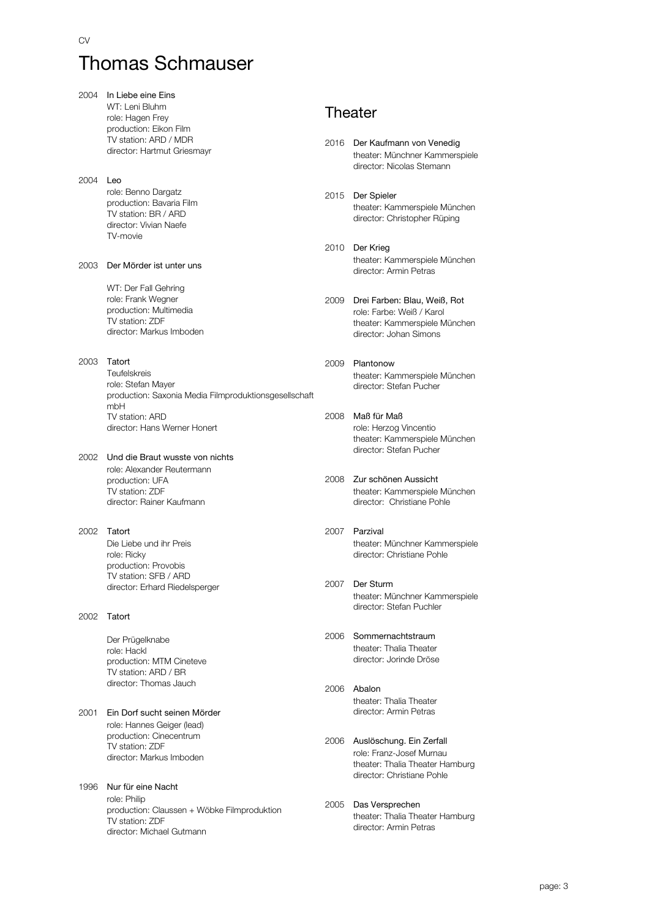CV

# Thomas Schmauser

2004 **In Liebe eine Eins**
WT: Leni Bluhm
role: Hagen Frey
production: Eikon Film
TV station: ARD / MDR
director: Hartmut Griesmayr

2004 **Leo**
role: Benno Dargatz
production: Bavaria Film
TV station: BR / ARD
director: Vivian Naefe
TV-movie

2003 **Der Mörder ist unter uns**
WT: Der Fall Gehring
role: Frank Wegner
production: Multimedia
TV station: ZDF
director: Markus Imboden

2003 **Tatort**
Teufelskreis
role: Stefan Mayer
production: Saxonia Media Filmproduktionsgesellschaft mbH
TV station: ARD
director: Hans Werner Honert

2002 **Und die Braut wusste von nichts**
role: Alexander Reutermann
production: UFA
TV station: ZDF
director: Rainer Kaufmann

2002 **Tatort**
Die Liebe und ihr Preis
role: Ricky
production: Provobis
TV station: SFB / ARD
director: Erhard Riedelsperger

2002 **Tatort**
Der Prügelknabe
role: Hackl
production: MTM Cineteve
TV station: ARD / BR
director: Thomas Jauch

2001 **Ein Dorf sucht seinen Mörder**
role: Hannes Geiger (lead)
production: Cinecentrum
TV station: ZDF
director: Markus Imboden

1996 **Nur für eine Nacht**
role: Philip
production: Claussen + Wöbke Filmproduktion
TV station: ZDF
director: Michael Gutmann

## Theater

2016 **Der Kaufmann von Venedig**
theater: Münchner Kammerspiele
director: Nicolas Stemann

2015 **Der Spieler**
theater: Kammerspiele München
director: Christopher Rüping

2010 **Der Krieg**
theater: Kammerspiele München
director: Armin Petras

2009 **Drei Farben: Blau, Weiß, Rot**
role: Farbe: Weiß / Karol
theater: Kammerspiele München
director: Johan Simons

2009 **Plantonow**
theater: Kammerspiele München
director: Stefan Pucher

2008 **Maß für Maß**
role: Herzog Vincentio
theater: Kammerspiele München
director: Stefan Pucher

2008 **Zur schönen Aussicht**
theater: Kammerspiele München
director: Christiane Pohle

2007 **Parzival**
theater: Münchner Kammerspiele
director: Christiane Pohle

2007 **Der Sturm**
theater: Münchner Kammerspiele
director: Stefan Puchler

2006 **Sommernachtstraum**
theater: Thalia Theater
director: Jorinde Dröse

2006 **Abalon**
theater: Thalia Theater
director: Armin Petras

2006 **Auslöschung. Ein Zerfall**
role: Franz-Josef Murnau
theater: Thalia Theater Hamburg
director: Christiane Pohle

2005 **Das Versprechen**
theater: Thalia Theater Hamburg
director: Armin Petras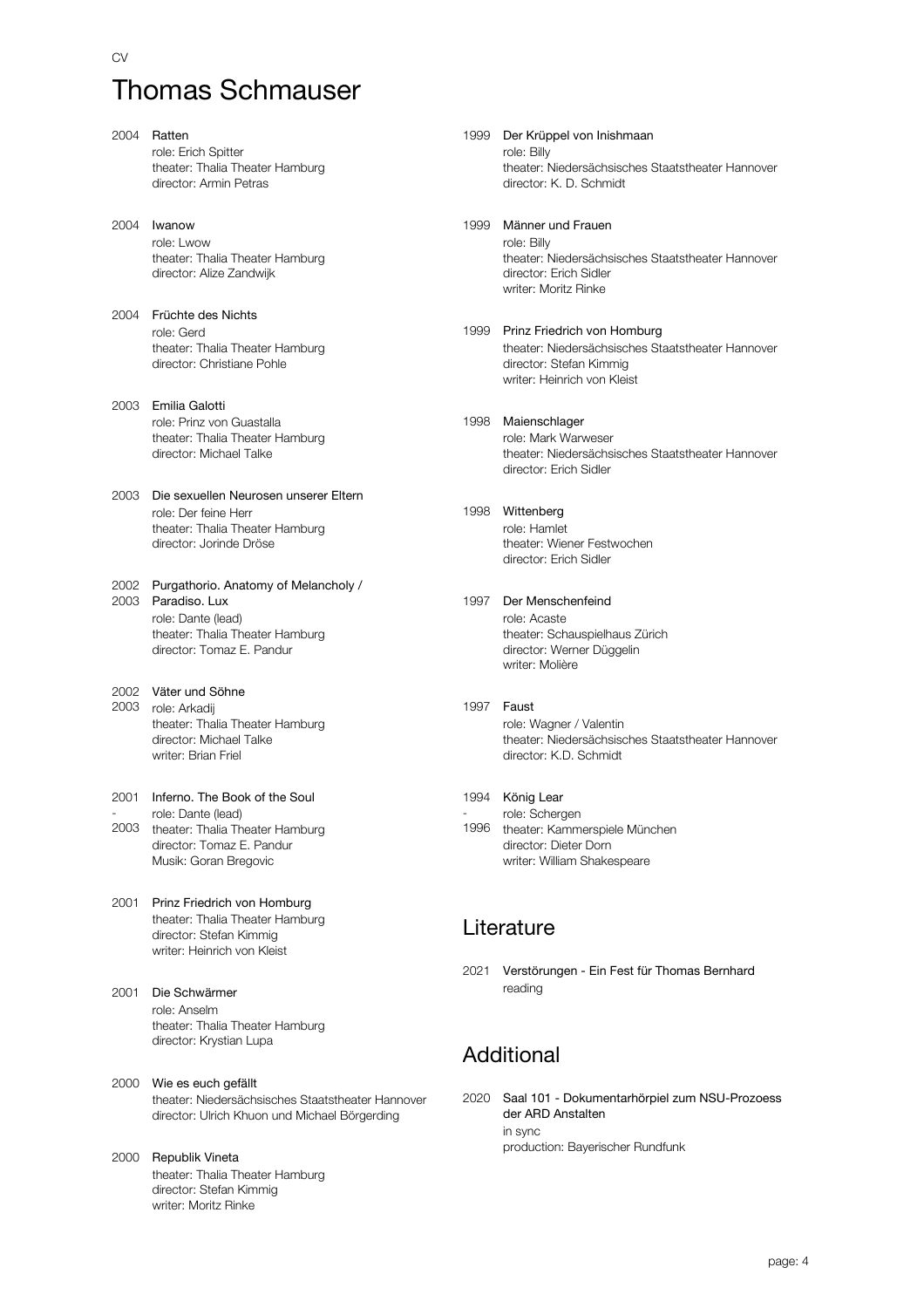CV

# Thomas Schmauser

2004 Ratten
role: Erich Spitter
theater: Thalia Theater Hamburg
director: Armin Petras

2004 Iwanow
role: Lwow
theater: Thalia Theater Hamburg
director: Alize Zandwijk

2004 Früchte des Nichts
role: Gerd
theater: Thalia Theater Hamburg
director: Christiane Pohle

2003 Emilia Galotti
role: Prinz von Guastalla
theater: Thalia Theater Hamburg
director: Michael Talke

2003 Die sexuellen Neurosen unserer Eltern
role: Der feine Herr
theater: Thalia Theater Hamburg
director: Jorinde Dröse

2002 2003 Purgathorio. Anatomy of Melancholy / Paradiso. Lux
role: Dante (lead)
theater: Thalia Theater Hamburg
director: Tomaz E. Pandur

2002 2003 Väter und Söhne
role: Arkadij
theater: Thalia Theater Hamburg
director: Michael Talke
writer: Brian Friel

2001 - 2003 Inferno. The Book of the Soul
role: Dante (lead)
theater: Thalia Theater Hamburg
director: Tomaz E. Pandur
Musik: Goran Bregovic

2001 Prinz Friedrich von Homburg
theater: Thalia Theater Hamburg
director: Stefan Kimmig
writer: Heinrich von Kleist

2001 Die Schwärmer
role: Anselm
theater: Thalia Theater Hamburg
director: Krystian Lupa

2000 Wie es euch gefällt
theater: Niedersächsisches Staatstheater Hannover
director: Ulrich Khuon und Michael Börgerding

2000 Republik Vineta
theater: Thalia Theater Hamburg
director: Stefan Kimmig
writer: Moritz Rinke

1999 Der Krüppel von Inishmaan
role: Billy
theater: Niedersächsisches Staatstheater Hannover
director: K. D. Schmidt

1999 Männer und Frauen
role: Billy
theater: Niedersächsisches Staatstheater Hannover
director: Erich Sidler
writer: Moritz Rinke

1999 Prinz Friedrich von Homburg
theater: Niedersächsisches Staatstheater Hannover
director: Stefan Kimmig
writer: Heinrich von Kleist

1998 Maienschlager
role: Mark Warweser
theater: Niedersächsisches Staatstheater Hannover
director: Erich Sidler

1998 Wittenberg
role: Hamlet
theater: Wiener Festwochen
director: Erich Sidler

1997 Der Menschenfeind
role: Acaste
theater: Schauspielhaus Zürich
director: Werner Düggelin
writer: Molière

1997 Faust
role: Wagner / Valentin
theater: Niedersächsisches Staatstheater Hannover
director: K.D. Schmidt

1994 - 1996 König Lear
role: Schergen
theater: Kammerspiele München
director: Dieter Dorn
writer: William Shakespeare

## Literature

2021 Verstörungen - Ein Fest für Thomas Bernhard
reading

## Additional

2020 Saal 101 - Dokumentarhörpiel zum NSU-Prozoess der ARD Anstalten
in sync
production: Bayerischer Rundfunk